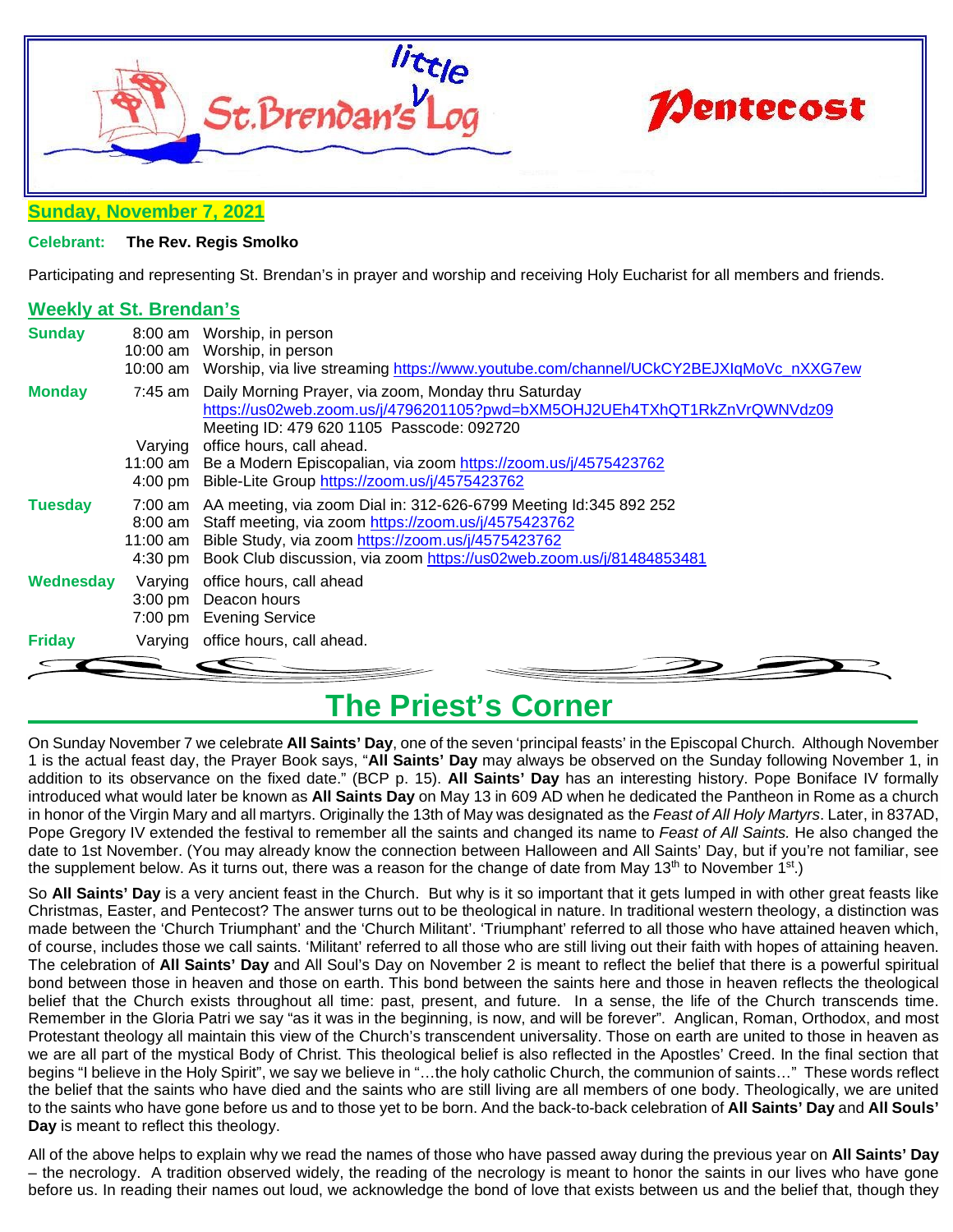# little St. Brendan's Log

# Pentecost

**Sunday, November 7, 2021**

**Celebrant: The Rev. Regis Smolko**

Participating and representing St. Brendan's in prayer and worship and receiving Holy Eucharist for all members and friends.

## Weekly at St. Brendan's

| | | |
|---|---|---|
| **Sunday** | 8:00 am | Worship, in person |
| | 10:00 am | Worship, in person |
| | 10:00 am | Worship, via live streaming https://www.youtube.com/channel/UCkCY2BEJXIqMoVc_nXXG7ew |
| **Monday** | 7:45 am | Daily Morning Prayer, via zoom, Monday thru Saturday https://us02web.zoom.us/j/4796201105?pwd=bXM5OHJ2UEh4TXhQT1RkZnVrQWNVdz09 Meeting ID: 479 620 1105 Passcode: 092720 |
| | Varying | office hours, call ahead. |
| | 11:00 am | Be a Modern Episcopalian, via zoom https://zoom.us/j/4575423762 |
| | 4:00 pm | Bible-Lite Group https://zoom.us/j/4575423762 |
| **Tuesday** | 7:00 am | AA meeting, via zoom Dial in: 312-626-6799 Meeting Id:345 892 252 |
| | 8:00 am | Staff meeting, via zoom https://zoom.us/j/4575423762 |
| | 11:00 am | Bible Study, via zoom https://zoom.us/j/4575423762 |
| | 4:30 pm | Book Club discussion, via zoom https://us02web.zoom.us/j/81484853481 |
| **Wednesday** | Varying | office hours, call ahead |
| | 3:00 pm | Deacon hours |
| | 7:00 pm | Evening Service |
| **Friday** | Varying | office hours, call ahead. |

## The Priest's Corner

On Sunday November 7 we celebrate **All Saints' Day**, one of the seven 'principal feasts' in the Episcopal Church. Although November 1 is the actual feast day, the Prayer Book says, "**All Saints' Day** may always be observed on the Sunday following November 1, in addition to its observance on the fixed date." (BCP p. 15). **All Saints' Day** has an interesting history. Pope Boniface IV formally introduced what would later be known as **All Saints Day** on May 13 in 609 AD when he dedicated the Pantheon in Rome as a church in honor of the Virgin Mary and all martyrs. Originally the 13th of May was designated as the *Feast of All Holy Martyrs*. Later, in 837AD, Pope Gregory IV extended the festival to remember all the saints and changed its name to *Feast of All Saints.* He also changed the date to 1st November. (You may already know the connection between Halloween and All Saints' Day, but if you're not familiar, see the supplement below. As it turns out, there was a reason for the change of date from May 13th to November 1st.)

So **All Saints' Day** is a very ancient feast in the Church. But why is it so important that it gets lumped in with other great feasts like Christmas, Easter, and Pentecost? The answer turns out to be theological in nature. In traditional western theology, a distinction was made between the 'Church Triumphant' and the 'Church Militant'. 'Triumphant' referred to all those who have attained heaven which, of course, includes those we call saints. 'Militant' referred to all those who are still living out their faith with hopes of attaining heaven. The celebration of **All Saints' Day** and All Soul's Day on November 2 is meant to reflect the belief that there is a powerful spiritual bond between those in heaven and those on earth. This bond between the saints here and those in heaven reflects the theological belief that the Church exists throughout all time: past, present, and future. In a sense, the life of the Church transcends time. Remember in the Gloria Patri we say "as it was in the beginning, is now, and will be forever". Anglican, Roman, Orthodox, and most Protestant theology all maintain this view of the Church's transcendent universality. Those on earth are united to those in heaven as we are all part of the mystical Body of Christ. This theological belief is also reflected in the Apostles' Creed. In the final section that begins "I believe in the Holy Spirit", we say we believe in "…the holy catholic Church, the communion of saints…" These words reflect the belief that the saints who have died and the saints who are still living are all members of one body. Theologically, we are united to the saints who have gone before us and to those yet to be born. And the back-to-back celebration of **All Saints' Day** and **All Souls' Day** is meant to reflect this theology.

All of the above helps to explain why we read the names of those who have passed away during the previous year on **All Saints' Day** – the necrology. A tradition observed widely, the reading of the necrology is meant to honor the saints in our lives who have gone before us. In reading their names out loud, we acknowledge the bond of love that exists between us and the belief that, though they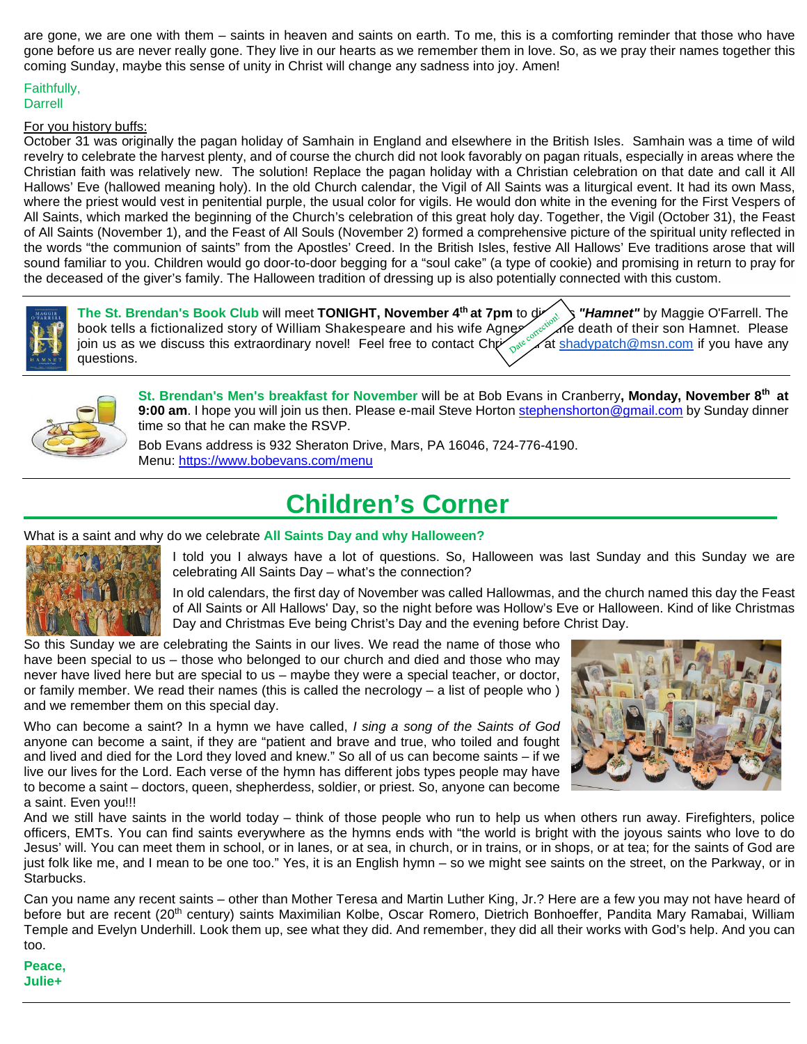are gone, we are one with them – saints in heaven and saints on earth. To me, this is a comforting reminder that those who have gone before us are never really gone. They live in our hearts as we remember them in love. So, as we pray their names together this coming Sunday, maybe this sense of unity in Christ will change any sadness into joy. Amen!

Faithfully,
Darrell

For you history buffs:
October 31 was originally the pagan holiday of Samhain in England and elsewhere in the British Isles. Samhain was a time of wild revelry to celebrate the harvest plenty, and of course the church did not look favorably on pagan rituals, especially in areas where the Christian faith was relatively new. The solution! Replace the pagan holiday with a Christian celebration on that date and call it All Hallows' Eve (hallowed meaning holy). In the old Church calendar, the Vigil of All Saints was a liturgical event. It had its own Mass, where the priest would vest in penitential purple, the usual color for vigils. He would don white in the evening for the First Vespers of All Saints, which marked the beginning of the Church's celebration of this great holy day. Together, the Vigil (October 31), the Feast of All Saints (November 1), and the Feast of All Souls (November 2) formed a comprehensive picture of the spiritual unity reflected in the words "the communion of saints" from the Apostles' Creed. In the British Isles, festive All Hallows' Eve traditions arose that will sound familiar to you. Children would go door-to-door begging for a "soul cake" (a type of cookie) and promising in return to pray for the deceased of the giver's family. The Halloween tradition of dressing up is also potentially connected with this custom.

---

**The St. Brendan's Book Club** will meet **TONIGHT, November 4th at 7pm** to discuss ***"Hamnet"*** by Maggie O'Farrell. The book tells a fictionalized story of William Shakespeare and his wife Agnes and the death of their son Hamnet. Please join us as we discuss this extraordinary novel! Feel free to contact Chris at shadypatch@msn.com if you have any questions.

Date correction!

---

**St. Brendan's Men's breakfast for November** will be at Bob Evans in Cranberry**, Monday, November 8th at 9:00 am**. I hope you will join us then. Please e-mail Steve Horton stephenshorton@gmail.com by Sunday dinner time so that he can make the RSVP.

Bob Evans address is 932 Sheraton Drive, Mars, PA 16046, 724-776-4190.
Menu: https://www.bobevans.com/menu

---

# Children's Corner

What is a saint and why do we celebrate **All Saints Day and why Halloween?**

I told you I always have a lot of questions. So, Halloween was last Sunday and this Sunday we are celebrating All Saints Day – what's the connection?

In old calendars, the first day of November was called Hallowmas, and the church named this day the Feast of All Saints or All Hallows' Day, so the night before was Hollow's Eve or Halloween. Kind of like Christmas Day and Christmas Eve being Christ's Day and the evening before Christ Day.

So this Sunday we are celebrating the Saints in our lives. We read the name of those who have been special to us – those who belonged to our church and died and those who may never have lived here but are special to us – maybe they were a special teacher, or doctor, or family member. We read their names (this is called the necrology – a list of people who ) and we remember them on this special day.

Who can become a saint? In a hymn we have called, *I sing a song of the Saints of God* anyone can become a saint, if they are "patient and brave and true, who toiled and fought and lived and died for the Lord they loved and knew." So all of us can become saints – if we live our lives for the Lord. Each verse of the hymn has different jobs types people may have to become a saint – doctors, queen, shepherdess, soldier, or priest. So, anyone can become a saint. Even you!!!

And we still have saints in the world today – think of those people who run to help us when others run away. Firefighters, police officers, EMTs. You can find saints everywhere as the hymns ends with "the world is bright with the joyous saints who love to do Jesus' will. You can meet them in school, or in lanes, or at sea, in church, or in trains, or in shops, or at tea; for the saints of God are just folk like me, and I mean to be one too." Yes, it is an English hymn – so we might see saints on the street, on the Parkway, or in Starbucks.

Can you name any recent saints – other than Mother Teresa and Martin Luther King, Jr.? Here are a few you may not have heard of before but are recent (20th century) saints Maximilian Kolbe, Oscar Romero, Dietrich Bonhoeffer, Pandita Mary Ramabai, William Temple and Evelyn Underhill. Look them up, see what they did. And remember, they did all their works with God's help. And you can too.

**Peace,**
**Julie+**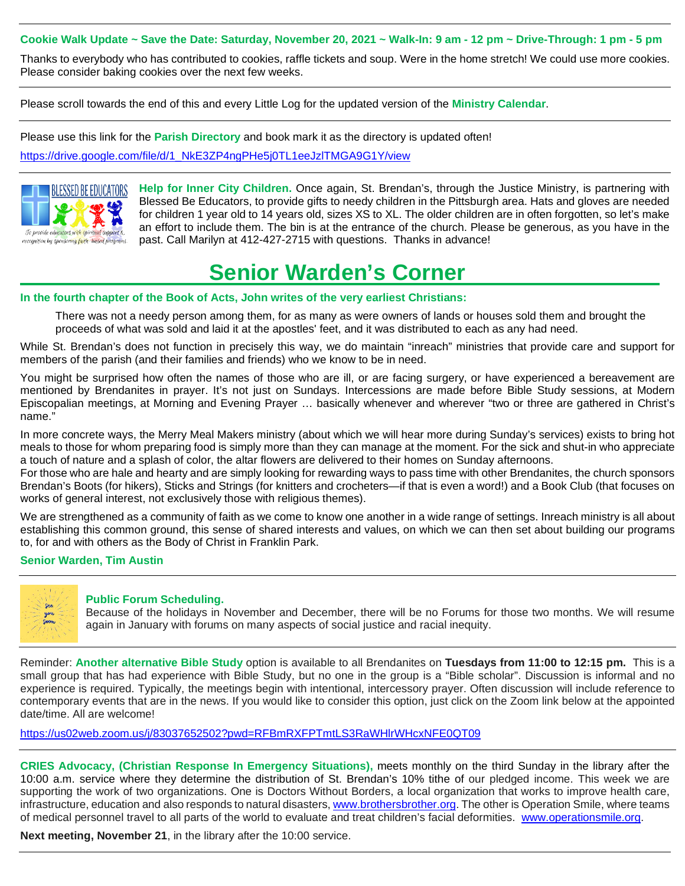**Cookie Walk Update ~ Save the Date: Saturday, November 20, 2021 ~ Walk-In: 9 am - 12 pm ~ Drive-Through: 1 pm - 5 pm**

Thanks to everybody who has contributed to cookies, raffle tickets and soup. Were in the home stretch! We could use more cookies. Please consider baking cookies over the next few weeks.

---

Please scroll towards the end of this and every Little Log for the updated version of the **Ministry Calendar**.

---

Please use this link for the **Parish Directory** and book mark it as the directory is updated often!

https://drive.google.com/file/d/1_NkE3ZP4ngPHe5j0TL1eeJzlTMGA9G1Y/view

---

**Help for Inner City Children.** Once again, St. Brendan's, through the Justice Ministry, is partnering with Blessed Be Educators, to provide gifts to needy children in the Pittsburgh area. Hats and gloves are needed for children 1 year old to 14 years old, sizes XS to XL. The older children are in often forgotten, so let's make an effort to include them. The bin is at the entrance of the church. Please be generous, as you have in the past. Call Marilyn at 412-427-2715 with questions. Thanks in advance!

# Senior Warden's Corner

**In the fourth chapter of the Book of Acts, John writes of the very earliest Christians:**

> There was not a needy person among them, for as many as were owners of lands or houses sold them and brought the proceeds of what was sold and laid it at the apostles' feet, and it was distributed to each as any had need.

While St. Brendan's does not function in precisely this way, we do maintain "inreach" ministries that provide care and support for members of the parish (and their families and friends) who we know to be in need.

You might be surprised how often the names of those who are ill, or are facing surgery, or have experienced a bereavement are mentioned by Brendanites in prayer. It's not just on Sundays. Intercessions are made before Bible Study sessions, at Modern Episcopalian meetings, at Morning and Evening Prayer … basically whenever and wherever "two or three are gathered in Christ's name."

In more concrete ways, the Merry Meal Makers ministry (about which we will hear more during Sunday's services) exists to bring hot meals to those for whom preparing food is simply more than they can manage at the moment. For the sick and shut-in who appreciate a touch of nature and a splash of color, the altar flowers are delivered to their homes on Sunday afternoons.

For those who are hale and hearty and are simply looking for rewarding ways to pass time with other Brendanites, the church sponsors Brendan's Boots (for hikers), Sticks and Strings (for knitters and crocheters—if that is even a word!) and a Book Club (that focuses on works of general interest, not exclusively those with religious themes).

We are strengthened as a community of faith as we come to know one another in a wide range of settings. Inreach ministry is all about establishing this common ground, this sense of shared interests and values, on which we can then set about building our programs to, for and with others as the Body of Christ in Franklin Park.

**Senior Warden, Tim Austin**

---

**Public Forum Scheduling.**

Because of the holidays in November and December, there will be no Forums for those two months. We will resume again in January with forums on many aspects of social justice and racial inequity.

---

Reminder: **Another alternative Bible Study** option is available to all Brendanites on **Tuesdays from 11:00 to 12:15 pm.** This is a small group that has had experience with Bible Study, but no one in the group is a "Bible scholar". Discussion is informal and no experience is required. Typically, the meetings begin with intentional, intercessory prayer. Often discussion will include reference to contemporary events that are in the news. If you would like to consider this option, just click on the Zoom link below at the appointed date/time. All are welcome!

https://us02web.zoom.us/j/83037652502?pwd=RFBmRXFPTmtLS3RaWHlrWHcxNFE0QT09

---

**CRIES Advocacy, (Christian Response In Emergency Situations),** meets monthly on the third Sunday in the library after the 10:00 a.m. service where they determine the distribution of St. Brendan's 10% tithe of our pledged income. This week we are supporting the work of two organizations. One is Doctors Without Borders, a local organization that works to improve health care, infrastructure, education and also responds to natural disasters, www.brothersbrother.org. The other is Operation Smile, where teams of medical personnel travel to all parts of the world to evaluate and treat children's facial deformities. www.operationsmile.org.

**Next meeting, November 21**, in the library after the 10:00 service.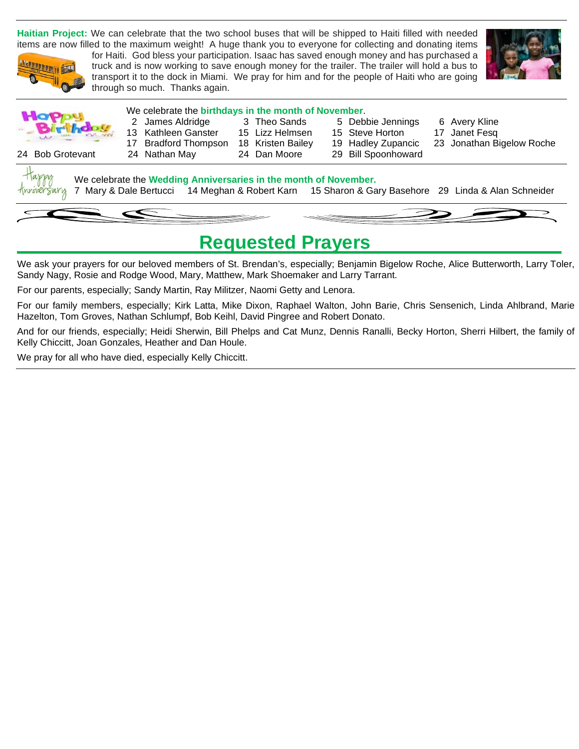**Haitian Project:** We can celebrate that the two school buses that will be shipped to Haiti filled with needed items are now filled to the maximum weight! A huge thank you to everyone for collecting and donating items for Haiti. God bless your participation. Isaac has saved enough money and has purchased a truck and is now working to save enough money for the trailer. The trailer will hold a bus to transport it to the dock in Miami. We pray for him and for the people of Haiti who are going through so much. Thanks again.

We celebrate the **birthdays in the month of November**.

2 James Aldridge　3 Theo Sands　5 Debbie Jennings　6 Avery Kline
13 Kathleen Ganster　15 Lizz Helmsen　15 Steve Horton　17 Janet Fesq
17 Bradford Thompson　18 Kristen Bailey　19 Hadley Zupancic　23 Jonathan Bigelow Roche
24 Bob Grotevant　24 Nathan May　24 Dan Moore　29 Bill Spoonhoward

We celebrate the **Wedding Anniversaries in the month of November.**

7 Mary & Dale Bertucci　14 Meghan & Robert Karn　15 Sharon & Gary Basehore　29 Linda & Alan Schneider

## Requested Prayers

We ask your prayers for our beloved members of St. Brendan's, especially; Benjamin Bigelow Roche, Alice Butterworth, Larry Toler, Sandy Nagy, Rosie and Rodge Wood, Mary, Matthew, Mark Shoemaker and Larry Tarrant.

For our parents, especially; Sandy Martin, Ray Militzer, Naomi Getty and Lenora.

For our family members, especially; Kirk Latta, Mike Dixon, Raphael Walton, John Barie, Chris Sensenich, Linda Ahlbrand, Marie Hazelton, Tom Groves, Nathan Schlumpf, Bob Keihl, David Pingree and Robert Donato.

And for our friends, especially; Heidi Sherwin, Bill Phelps and Cat Munz, Dennis Ranalli, Becky Horton, Sherri Hilbert, the family of Kelly Chiccitt, Joan Gonzales, Heather and Dan Houle.

We pray for all who have died, especially Kelly Chiccitt.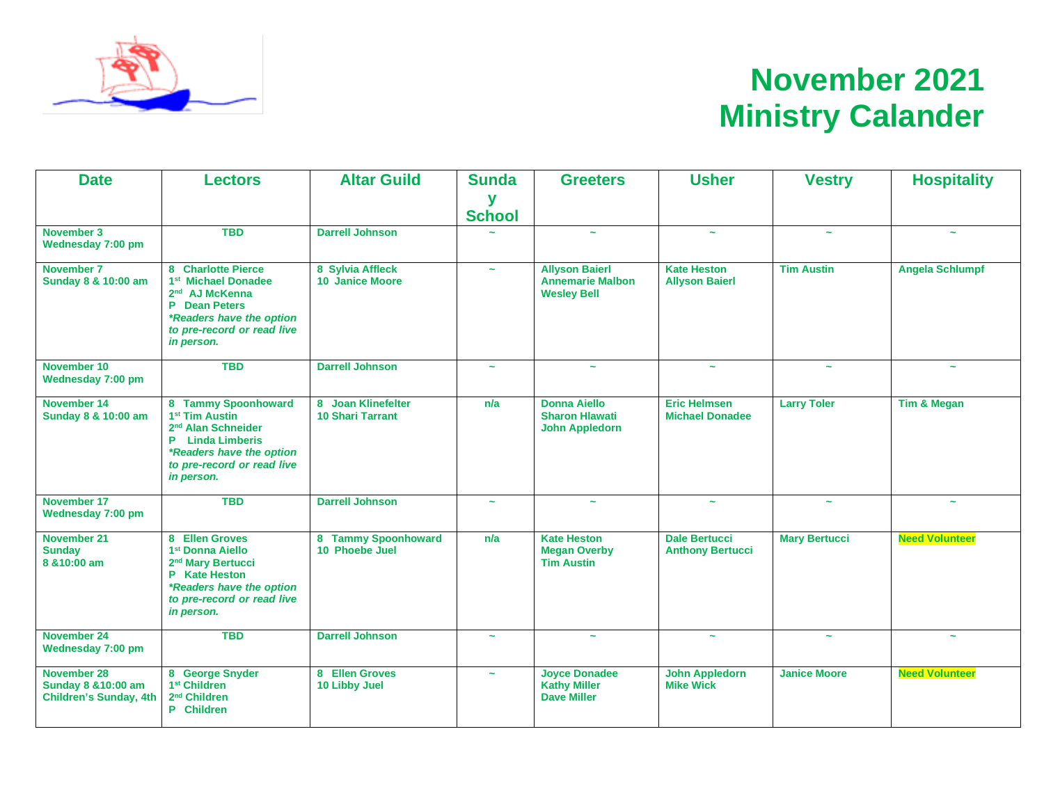# November 2021 Ministry Calander

| Date | Lectors | Altar Guild | Sunday School | Greeters | Usher | Vestry | Hospitality |
|---|---|---|---|---|---|---|---|
| November 3<br>Wednesday 7:00 pm | TBD | Darrell Johnson | ~ | ~ | ~ | ~ | ~ |
| November 7<br>Sunday 8 & 10:00 am | 8 Charlotte Pierce<br>1st Michael Donadee<br>2nd AJ McKenna<br>P Dean Peters<br>*\*Readers have the option to pre-record or read live in person.* | 8 Sylvia Affleck<br>10 Janice Moore | ~ | Allyson Baierl<br>Annemarie Malbon<br>Wesley Bell | Kate Heston<br>Allyson Baierl | Tim Austin | Angela Schlumpf |
| November 10<br>Wednesday 7:00 pm | TBD | Darrell Johnson | ~ | ~ | ~ | ~ | ~ |
| November 14<br>Sunday 8 & 10:00 am | 8 Tammy Spoonhoward<br>1st Tim Austin<br>2nd Alan Schneider<br>P Linda Limberis<br>*\*Readers have the option to pre-record or read live in person.* | 8 Joan Klinefelter<br>10 Shari Tarrant | n/a | Donna Aiello<br>Sharon Hlawati<br>John Appledorn | Eric Helmsen<br>Michael Donadee | Larry Toler | Tim & Megan |
| November 17<br>Wednesday 7:00 pm | TBD | Darrell Johnson | ~ | ~ | ~ | ~ | ~ |
| November 21<br>Sunday<br>8 &10:00 am | 8 Ellen Groves<br>1st Donna Aiello<br>2nd Mary Bertucci<br>P Kate Heston<br>*\*Readers have the option to pre-record or read live in person.* | 8 Tammy Spoonhoward<br>10 Phoebe Juel | n/a | Kate Heston<br>Megan Overby<br>Tim Austin | Dale Bertucci<br>Anthony Bertucci | Mary Bertucci | Need Volunteer |
| November 24<br>Wednesday 7:00 pm | TBD | Darrell Johnson | ~ | ~ | ~ | ~ | ~ |
| November 28<br>Sunday 8 &10:00 am<br>Children's Sunday, 4th | 8 George Snyder<br>1st Children<br>2nd Children<br>P Children | 8 Ellen Groves<br>10 Libby Juel | ~ | Joyce Donadee<br>Kathy Miller<br>Dave Miller | John Appledorn<br>Mike Wick | Janice Moore | Need Volunteer |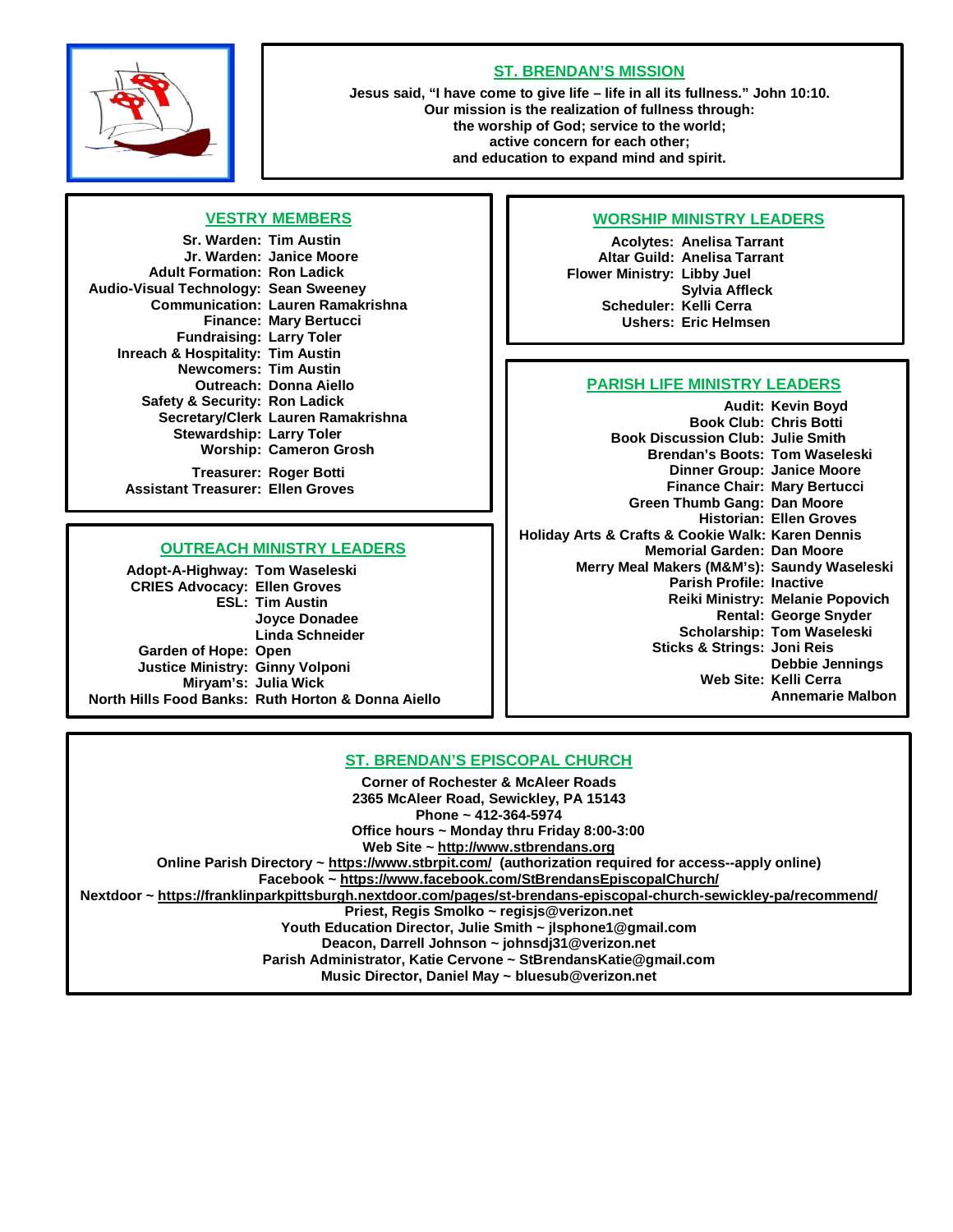## ST. BRENDAN'S MISSION

**Jesus said, "I have come to give life – life in all its fullness." John 10:10.**
**Our mission is the realization of fullness through:**
**the worship of God; service to the world;**
**active concern for each other;**
**and education to expand mind and spirit.**

## VESTRY MEMBERS

**Sr. Warden:** Tim Austin
**Jr. Warden:** Janice Moore
**Adult Formation:** Ron Ladick
**Audio-Visual Technology:** Sean Sweeney
**Communication:** Lauren Ramakrishna
**Finance:** Mary Bertucci
**Fundraising:** Larry Toler
**Inreach & Hospitality:** Tim Austin
**Newcomers:** Tim Austin
**Outreach:** Donna Aiello
**Safety & Security:** Ron Ladick
**Secretary/Clerk** Lauren Ramakrishna
**Stewardship:** Larry Toler
**Worship:** Cameron Grosh

**Treasurer:** Roger Botti
**Assistant Treasurer:** Ellen Groves

## OUTREACH MINISTRY LEADERS

**Adopt-A-Highway:** Tom Waseleski
**CRIES Advocacy:** Ellen Groves
**ESL:** Tim Austin
Joyce Donadee
Linda Schneider
**Garden of Hope:** Open
**Justice Ministry:** Ginny Volponi
**Miryam's:** Julia Wick
**North Hills Food Banks:** Ruth Horton & Donna Aiello

## WORSHIP MINISTRY LEADERS

**Acolytes:** Anelisa Tarrant
**Altar Guild:** Anelisa Tarrant
**Flower Ministry:** Libby Juel
Sylvia Affleck
**Scheduler:** Kelli Cerra
**Ushers:** Eric Helmsen

## PARISH LIFE MINISTRY LEADERS

**Audit:** Kevin Boyd
**Book Club:** Chris Botti
**Book Discussion Club:** Julie Smith
**Brendan's Boots:** Tom Waseleski
**Dinner Group:** Janice Moore
**Finance Chair:** Mary Bertucci
**Green Thumb Gang:** Dan Moore
**Historian:** Ellen Groves
**Holiday Arts & Crafts & Cookie Walk:** Karen Dennis
**Memorial Garden:** Dan Moore
**Merry Meal Makers (M&M's):** Saundy Waseleski
**Parish Profile:** Inactive
**Reiki Ministry:** Melanie Popovich
**Rental:** George Snyder
**Scholarship:** Tom Waseleski
**Sticks & Strings:** Joni Reis
Debbie Jennings
**Web Site:** Kelli Cerra
Annemarie Malbon

## ST. BRENDAN'S EPISCOPAL CHURCH

**Corner of Rochester & McAleer Roads**
**2365 McAleer Road, Sewickley, PA 15143**
**Phone ~ 412-364-5974**
**Office hours ~ Monday thru Friday 8:00-3:00**
**Web Site ~ http://www.stbrendans.org**
**Online Parish Directory ~ https://www.stbrpit.com/ (authorization required for access--apply online)**
**Facebook ~ https://www.facebook.com/StBrendansEpiscopalChurch/**
**Nextdoor ~ https://franklinparkpittsburgh.nextdoor.com/pages/st-brendans-episcopal-church-sewickley-pa/recommend/**
**Priest, Regis Smolko ~ regisjs@verizon.net**
**Youth Education Director, Julie Smith ~ jlsphone1@gmail.com**
**Deacon, Darrell Johnson ~ johnsdj31@verizon.net**
**Parish Administrator, Katie Cervone ~ StBrendansKatie@gmail.com**
**Music Director, Daniel May ~ bluesub@verizon.net**